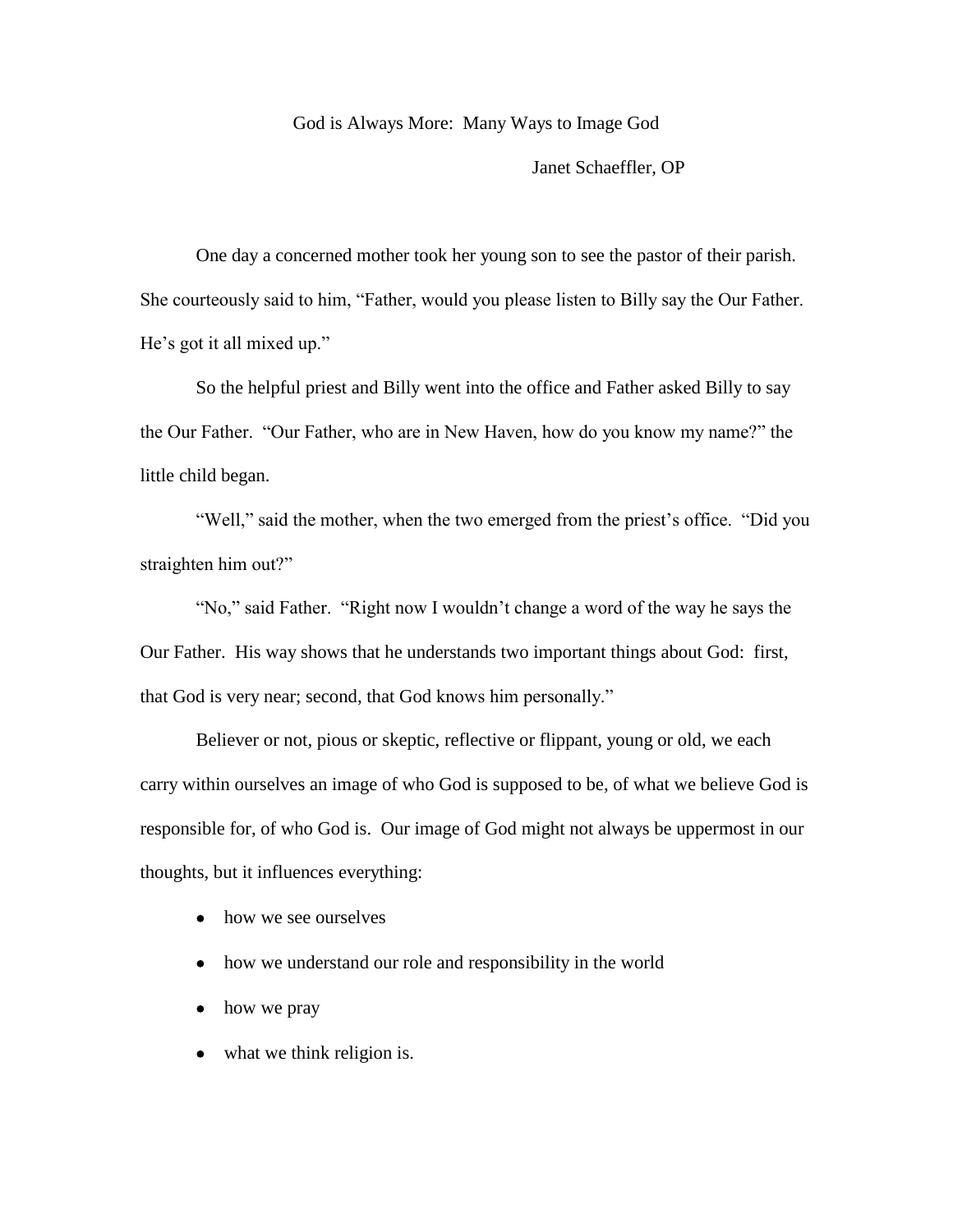# God is Always More: Many Ways to Image God

Janet Schaeffler, OP

One day a concerned mother took her young son to see the pastor of their parish. She courteously said to him, "Father, would you please listen to Billy say the Our Father. He's got it all mixed up."

So the helpful priest and Billy went into the office and Father asked Billy to say the Our Father. "Our Father, who are in New Haven, how do you know my name?" the little child began.

"Well," said the mother, when the two emerged from the priest's office. "Did you straighten him out?"

"No," said Father. "Right now I wouldn't change a word of the way he says the Our Father. His way shows that he understands two important things about God: first, that God is very near; second, that God knows him personally."

Believer or not, pious or skeptic, reflective or flippant, young or old, we each carry within ourselves an image of who God is supposed to be, of what we believe God is responsible for, of who God is. Our image of God might not always be uppermost in our thoughts, but it influences everything:

- how we see ourselves
- how we understand our role and responsibility in the world
- how we pray
- what we think religion is.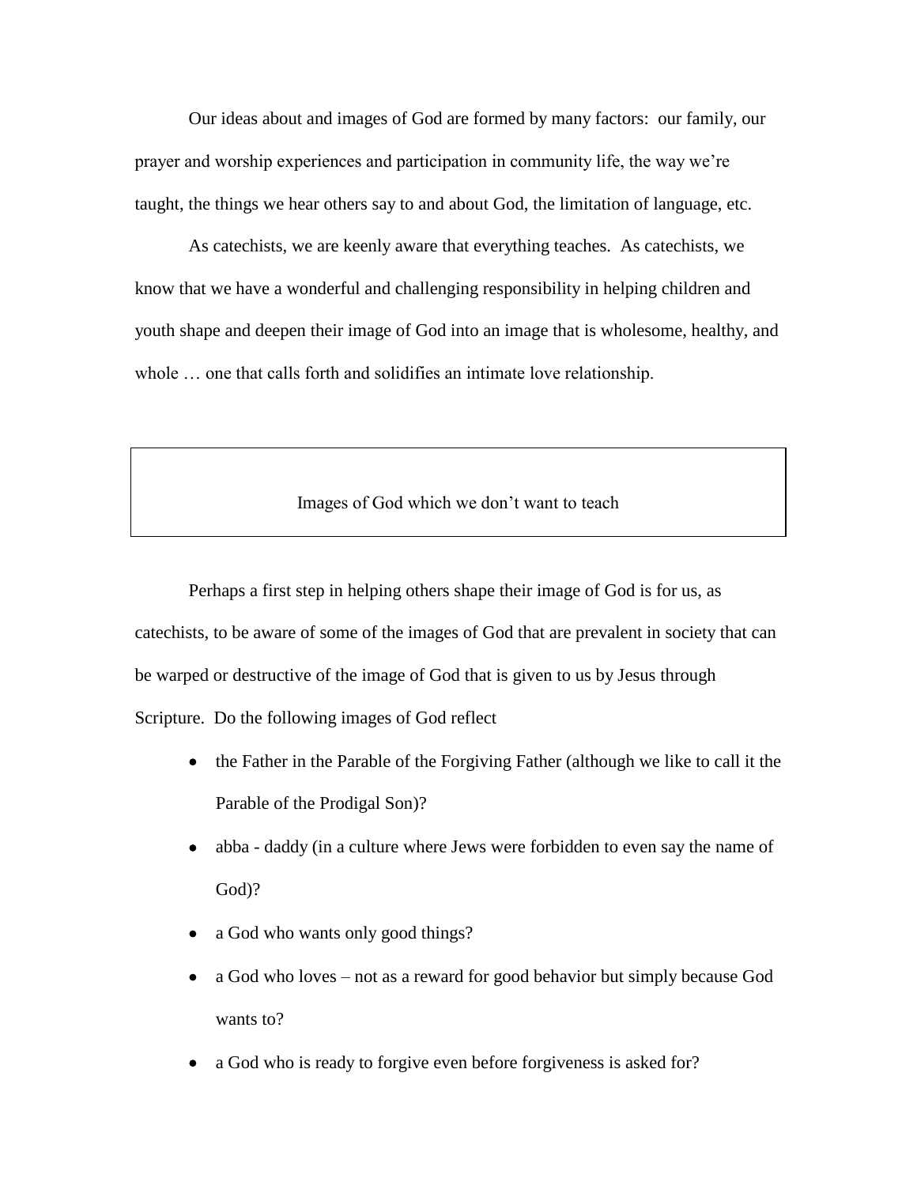Our ideas about and images of God are formed by many factors: our family, our prayer and worship experiences and participation in community life, the way we're taught, the things we hear others say to and about God, the limitation of language, etc.

As catechists, we are keenly aware that everything teaches. As catechists, we know that we have a wonderful and challenging responsibility in helping children and youth shape and deepen their image of God into an image that is wholesome, healthy, and whole … one that calls forth and solidifies an intimate love relationship.

## Images of God which we don't want to teach

Perhaps a first step in helping others shape their image of God is for us, as catechists, to be aware of some of the images of God that are prevalent in society that can be warped or destructive of the image of God that is given to us by Jesus through Scripture. Do the following images of God reflect

- the Father in the Parable of the Forgiving Father (although we like to call it the Parable of the Prodigal Son)?
- abba - daddy (in a culture where Jews were forbidden to even say the name of God)?
- a God who wants only good things?
- a God who loves – not as a reward for good behavior but simply because God wants to?
- a God who is ready to forgive even before forgiveness is asked for?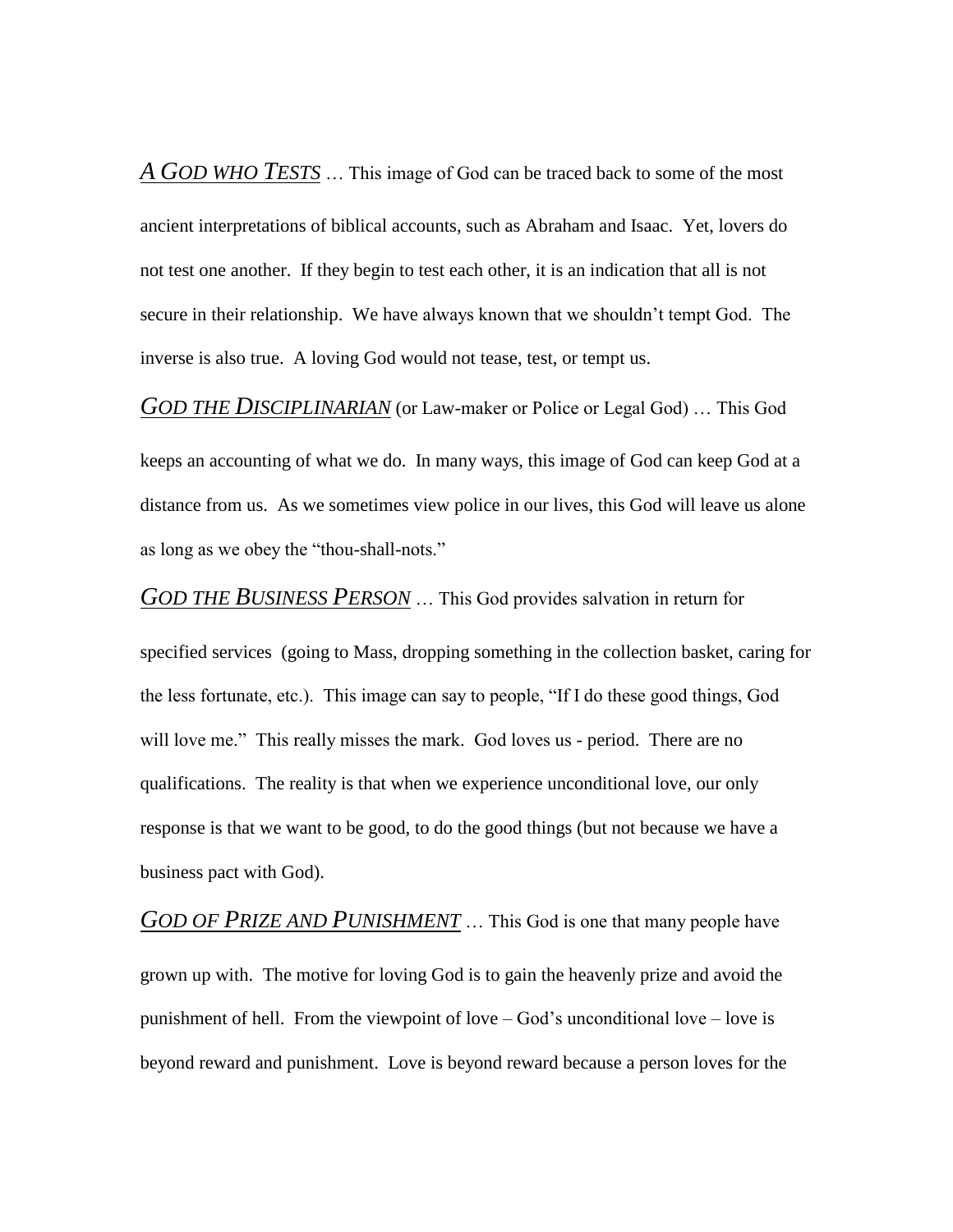***A God who Tests*** … This image of God can be traced back to some of the most ancient interpretations of biblical accounts, such as Abraham and Isaac. Yet, lovers do not test one another. If they begin to test each other, it is an indication that all is not secure in their relationship. We have always known that we shouldn't tempt God. The inverse is also true. A loving God would not tease, test, or tempt us.

***God the Disciplinarian*** (or Law-maker or Police or Legal God) … This God keeps an accounting of what we do. In many ways, this image of God can keep God at a distance from us. As we sometimes view police in our lives, this God will leave us alone as long as we obey the "thou-shall-nots."

***God the Business Person*** … This God provides salvation in return for specified services (going to Mass, dropping something in the collection basket, caring for the less fortunate, etc.). This image can say to people, "If I do these good things, God will love me." This really misses the mark. God loves us - period. There are no qualifications. The reality is that when we experience unconditional love, our only response is that we want to be good, to do the good things (but not because we have a business pact with God).

***God of Prize and Punishment*** … This God is one that many people have grown up with. The motive for loving God is to gain the heavenly prize and avoid the punishment of hell. From the viewpoint of love – God's unconditional love – love is beyond reward and punishment. Love is beyond reward because a person loves for the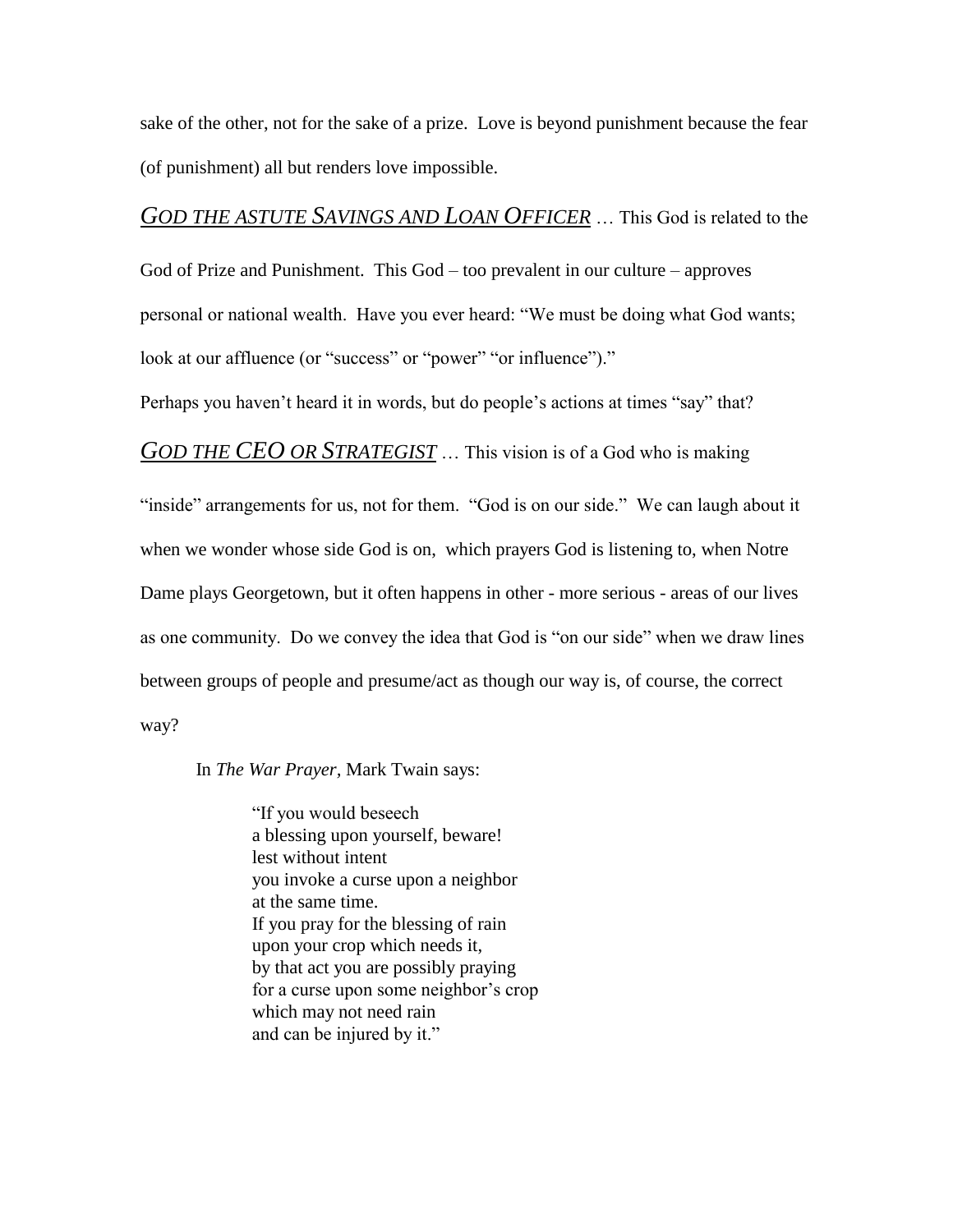sake of the other, not for the sake of a prize. Love is beyond punishment because the fear (of punishment) all but renders love impossible.

***GOD THE ASTUTE SAVINGS AND LOAN OFFICER*** … This God is related to the God of Prize and Punishment. This God – too prevalent in our culture – approves personal or national wealth. Have you ever heard: "We must be doing what God wants; look at our affluence (or "success" or "power" "or influence")."

Perhaps you haven't heard it in words, but do people's actions at times "say" that?

***GOD THE CEO OR STRATEGIST*** … This vision is of a God who is making "inside" arrangements for us, not for them. "God is on our side." We can laugh about it when we wonder whose side God is on, which prayers God is listening to, when Notre Dame plays Georgetown, but it often happens in other - more serious - areas of our lives as one community. Do we convey the idea that God is "on our side" when we draw lines between groups of people and presume/act as though our way is, of course, the correct way?

In *The War Prayer*, Mark Twain says:

> "If you would beseech
> a blessing upon yourself, beware!
> lest without intent
> you invoke a curse upon a neighbor
> at the same time.
> If you pray for the blessing of rain
> upon your crop which needs it,
> by that act you are possibly praying
> for a curse upon some neighbor's crop
> which may not need rain
> and can be injured by it."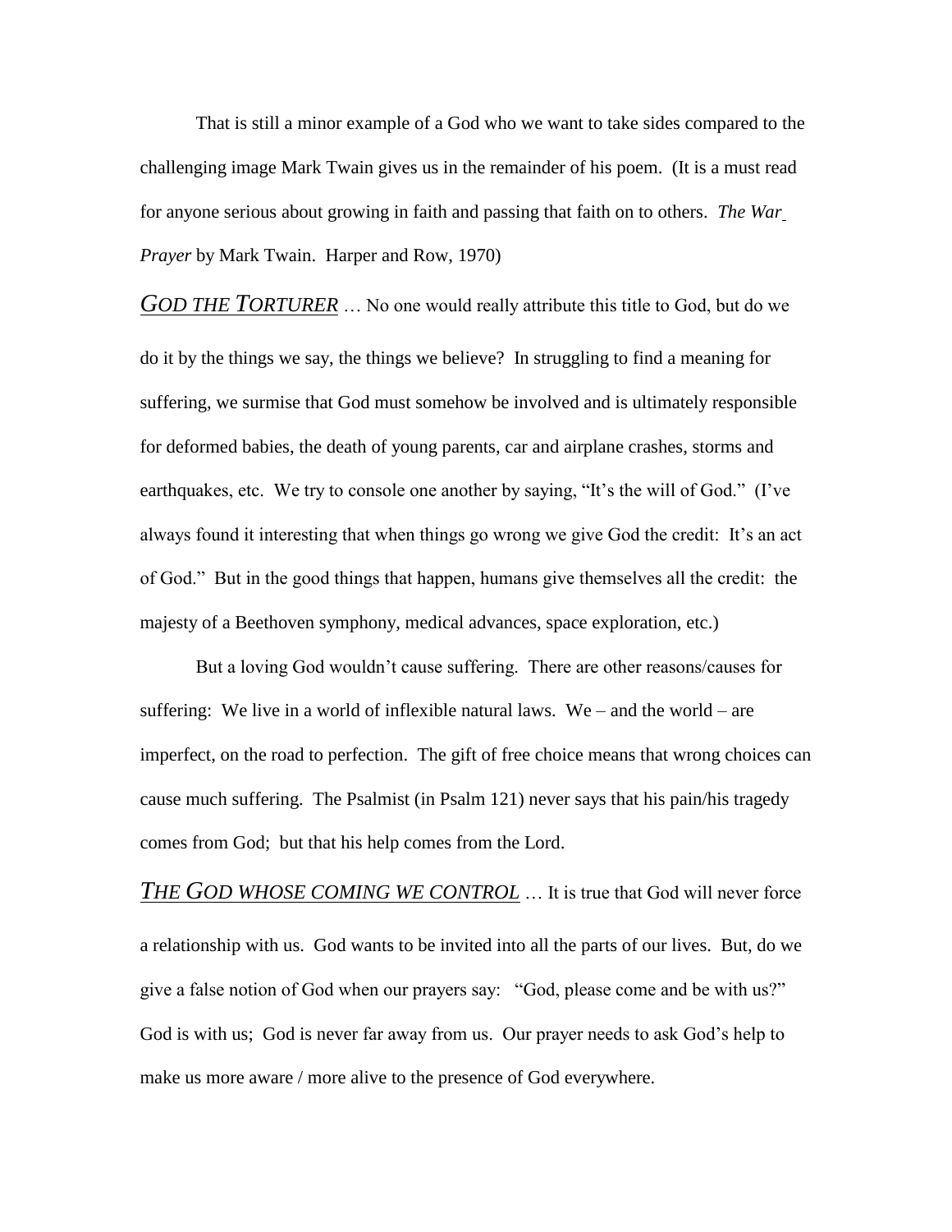That is still a minor example of a God who we want to take sides compared to the challenging image Mark Twain gives us in the remainder of his poem. (It is a must read for anyone serious about growing in faith and passing that faith on to others. *The War Prayer* by Mark Twain. Harper and Row, 1970)

***GOD THE TORTURER*** … No one would really attribute this title to God, but do we do it by the things we say, the things we believe? In struggling to find a meaning for suffering, we surmise that God must somehow be involved and is ultimately responsible for deformed babies, the death of young parents, car and airplane crashes, storms and earthquakes, etc. We try to console one another by saying, "It's the will of God." (I've always found it interesting that when things go wrong we give God the credit: It's an act of God." But in the good things that happen, humans give themselves all the credit: the majesty of a Beethoven symphony, medical advances, space exploration, etc.)

But a loving God wouldn't cause suffering. There are other reasons/causes for suffering: We live in a world of inflexible natural laws. We – and the world – are imperfect, on the road to perfection. The gift of free choice means that wrong choices can cause much suffering. The Psalmist (in Psalm 121) never says that his pain/his tragedy comes from God; but that his help comes from the Lord.

***THE GOD WHOSE COMING WE CONTROL*** … It is true that God will never force a relationship with us. God wants to be invited into all the parts of our lives. But, do we give a false notion of God when our prayers say: "God, please come and be with us?" God is with us; God is never far away from us. Our prayer needs to ask God's help to make us more aware / more alive to the presence of God everywhere.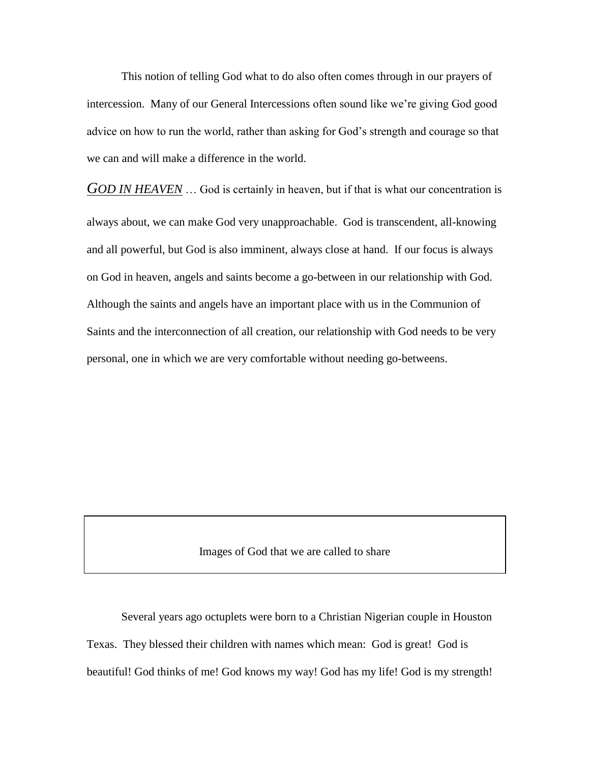This notion of telling God what to do also often comes through in our prayers of intercession. Many of our General Intercessions often sound like we're giving God good advice on how to run the world, rather than asking for God's strength and courage so that we can and will make a difference in the world.

***GOD IN HEAVEN*** … God is certainly in heaven, but if that is what our concentration is always about, we can make God very unapproachable. God is transcendent, all-knowing and all powerful, but God is also imminent, always close at hand. If our focus is always on God in heaven, angels and saints become a go-between in our relationship with God. Although the saints and angels have an important place with us in the Communion of Saints and the interconnection of all creation, our relationship with God needs to be very personal, one in which we are very comfortable without needing go-betweens.

## Images of God that we are called to share

Several years ago octuplets were born to a Christian Nigerian couple in Houston Texas. They blessed their children with names which mean: God is great! God is beautiful! God thinks of me! God knows my way! God has my life! God is my strength!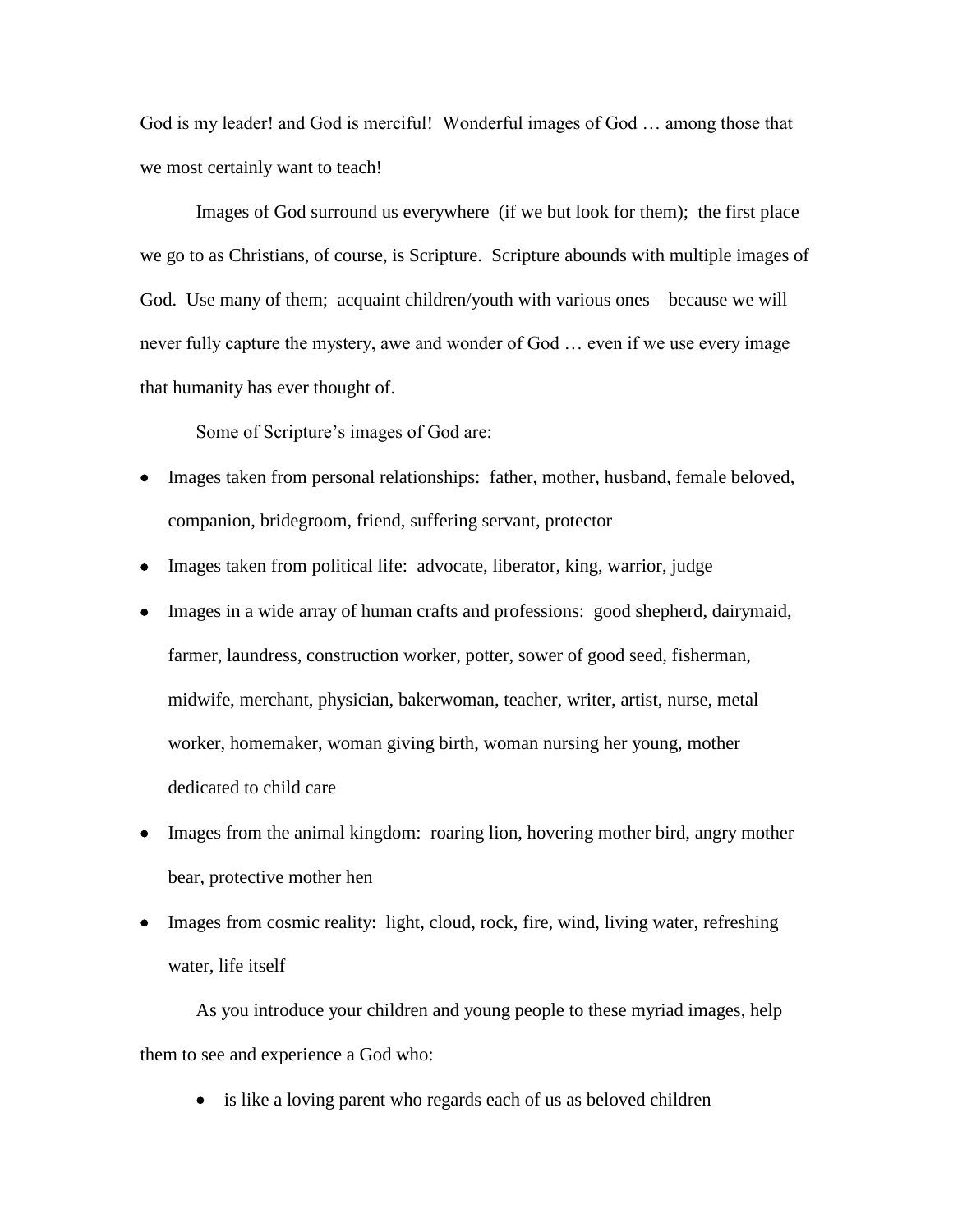God is my leader! and God is merciful! Wonderful images of God … among those that we most certainly want to teach!

Images of God surround us everywhere (if we but look for them); the first place we go to as Christians, of course, is Scripture. Scripture abounds with multiple images of God. Use many of them; acquaint children/youth with various ones – because we will never fully capture the mystery, awe and wonder of God … even if we use every image that humanity has ever thought of.

Some of Scripture's images of God are:

- Images taken from personal relationships: father, mother, husband, female beloved, companion, bridegroom, friend, suffering servant, protector
- Images taken from political life: advocate, liberator, king, warrior, judge
- Images in a wide array of human crafts and professions: good shepherd, dairymaid, farmer, laundress, construction worker, potter, sower of good seed, fisherman, midwife, merchant, physician, bakerwoman, teacher, writer, artist, nurse, metal worker, homemaker, woman giving birth, woman nursing her young, mother dedicated to child care
- Images from the animal kingdom: roaring lion, hovering mother bird, angry mother bear, protective mother hen
- Images from cosmic reality: light, cloud, rock, fire, wind, living water, refreshing water, life itself

As you introduce your children and young people to these myriad images, help them to see and experience a God who:

- is like a loving parent who regards each of us as beloved children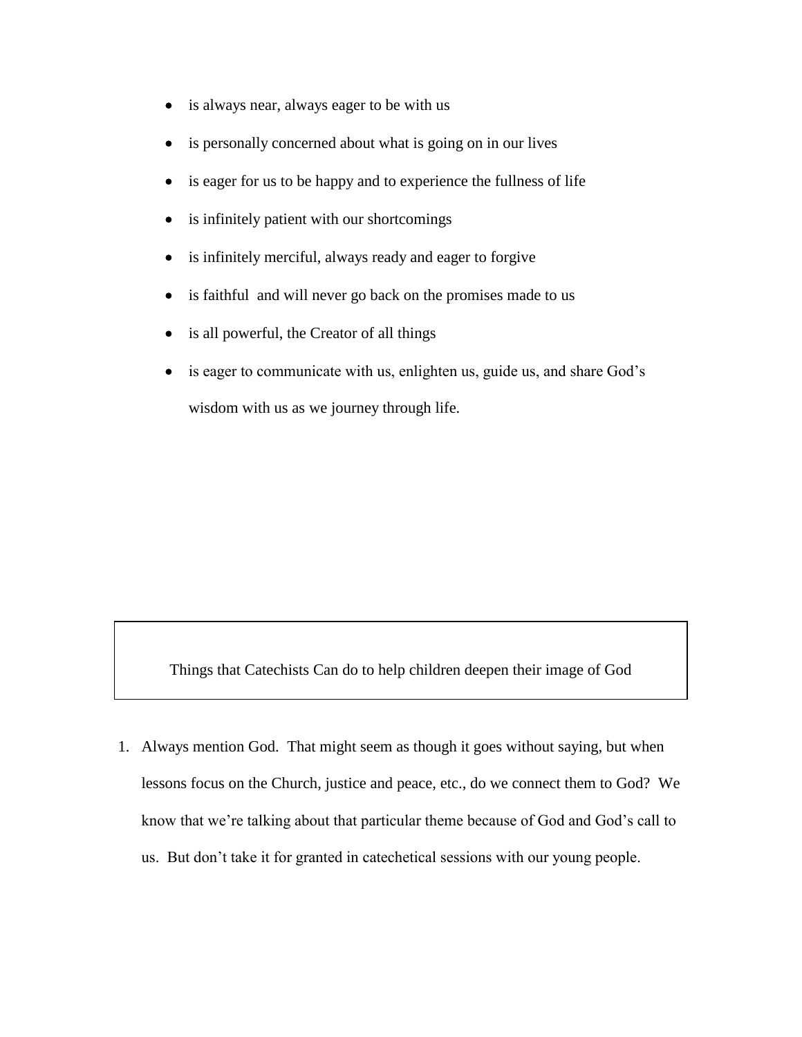- is always near, always eager to be with us
- is personally concerned about what is going on in our lives
- is eager for us to be happy and to experience the fullness of life
- is infinitely patient with our shortcomings
- is infinitely merciful, always ready and eager to forgive
- is faithful and will never go back on the promises made to us
- is all powerful, the Creator of all things
- is eager to communicate with us, enlighten us, guide us, and share God's wisdom with us as we journey through life.

## Things that Catechists Can do to help children deepen their image of God

1. Always mention God. That might seem as though it goes without saying, but when lessons focus on the Church, justice and peace, etc., do we connect them to God? We know that we're talking about that particular theme because of God and God's call to us. But don't take it for granted in catechetical sessions with our young people.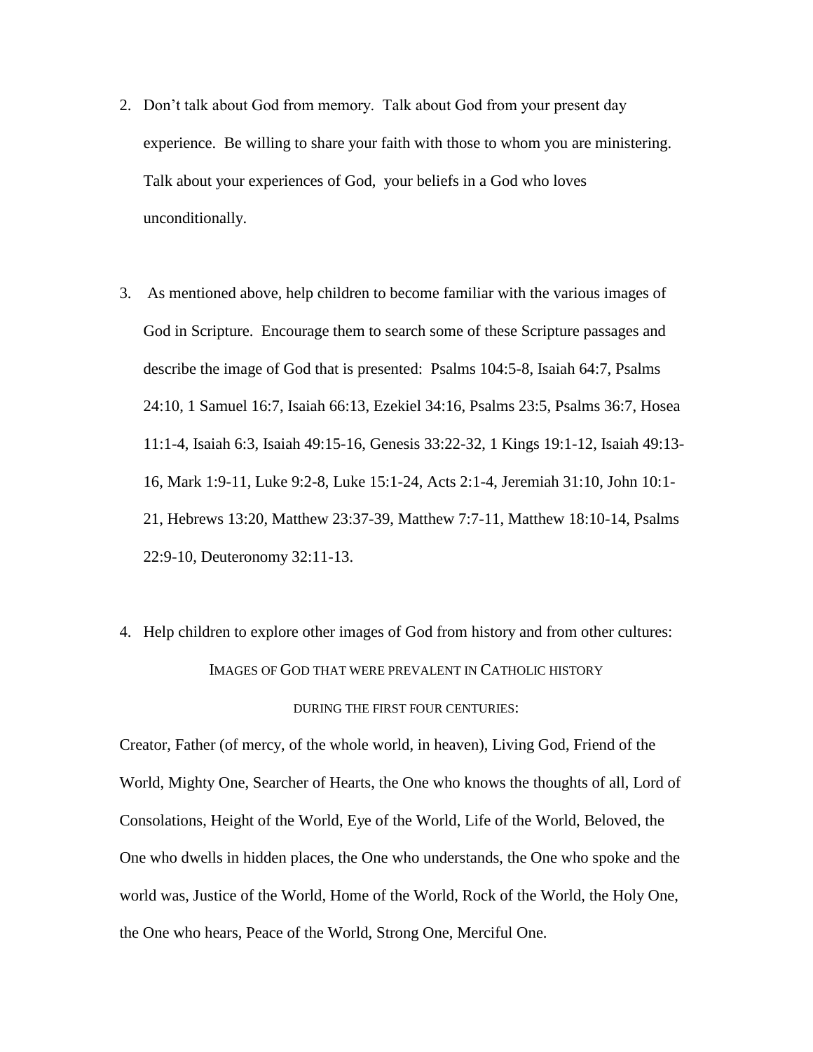2. Don't talk about God from memory. Talk about God from your present day experience. Be willing to share your faith with those to whom you are ministering. Talk about your experiences of God, your beliefs in a God who loves unconditionally.

3. As mentioned above, help children to become familiar with the various images of God in Scripture. Encourage them to search some of these Scripture passages and describe the image of God that is presented: Psalms 104:5-8, Isaiah 64:7, Psalms 24:10, 1 Samuel 16:7, Isaiah 66:13, Ezekiel 34:16, Psalms 23:5, Psalms 36:7, Hosea 11:1-4, Isaiah 6:3, Isaiah 49:15-16, Genesis 33:22-32, 1 Kings 19:1-12, Isaiah 49:13-16, Mark 1:9-11, Luke 9:2-8, Luke 15:1-24, Acts 2:1-4, Jeremiah 31:10, John 10:1-21, Hebrews 13:20, Matthew 23:37-39, Matthew 7:7-11, Matthew 18:10-14, Psalms 22:9-10, Deuteronomy 32:11-13.

4. Help children to explore other images of God from history and from other cultures:

### Images of God that were prevalent in Catholic history during the first four centuries:

Creator, Father (of mercy, of the whole world, in heaven), Living God, Friend of the World, Mighty One, Searcher of Hearts, the One who knows the thoughts of all, Lord of Consolations, Height of the World, Eye of the World, Life of the World, Beloved, the One who dwells in hidden places, the One who understands, the One who spoke and the world was, Justice of the World, Home of the World, Rock of the World, the Holy One, the One who hears, Peace of the World, Strong One, Merciful One.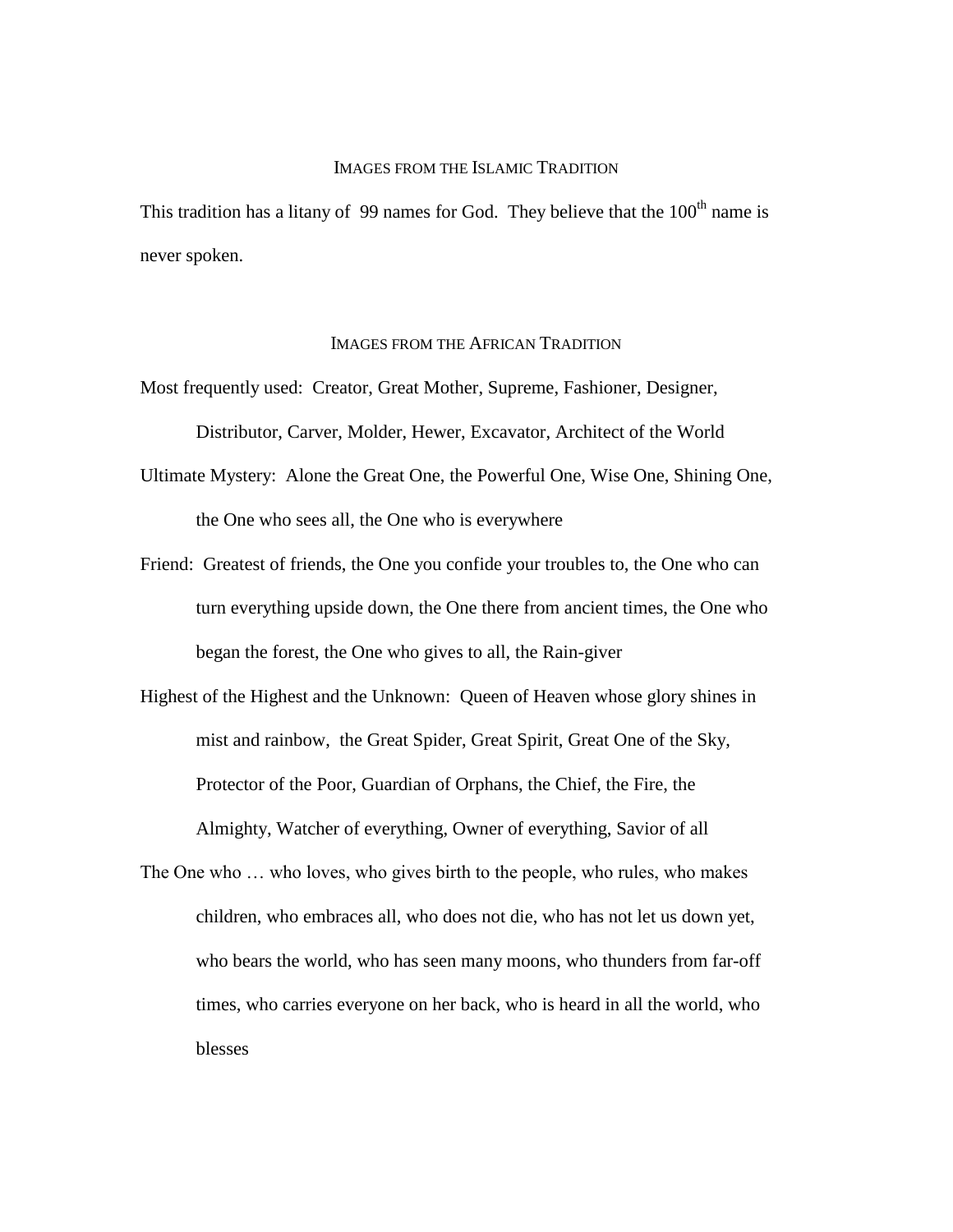## Images from the Islamic Tradition

This tradition has a litany of 99 names for God. They believe that the 100th name is never spoken.

## Images from the African Tradition

Most frequently used: Creator, Great Mother, Supreme, Fashioner, Designer, Distributor, Carver, Molder, Hewer, Excavator, Architect of the World

Ultimate Mystery: Alone the Great One, the Powerful One, Wise One, Shining One, the One who sees all, the One who is everywhere

Friend: Greatest of friends, the One you confide your troubles to, the One who can turn everything upside down, the One there from ancient times, the One who began the forest, the One who gives to all, the Rain-giver

Highest of the Highest and the Unknown: Queen of Heaven whose glory shines in mist and rainbow, the Great Spider, Great Spirit, Great One of the Sky, Protector of the Poor, Guardian of Orphans, the Chief, the Fire, the Almighty, Watcher of everything, Owner of everything, Savior of all

The One who … who loves, who gives birth to the people, who rules, who makes children, who embraces all, who does not die, who has not let us down yet, who bears the world, who has seen many moons, who thunders from far-off times, who carries everyone on her back, who is heard in all the world, who blesses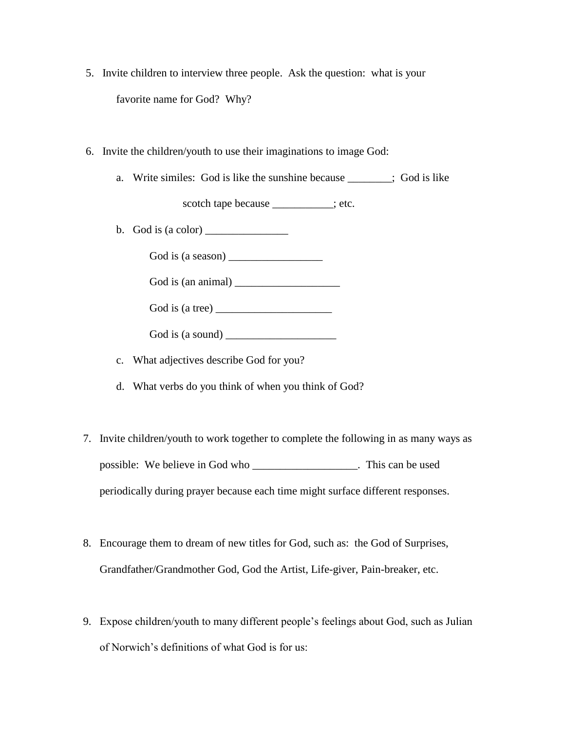5. Invite children to interview three people. Ask the question: what is your favorite name for God? Why?

6. Invite the children/youth to use their imaginations to image God:

   a. Write similes: God is like the sunshine because ________; God is like scotch tape because ___________; etc.

   b. God is (a color) _______________

      God is (a season) _________________

      God is (an animal) ___________________

      God is (a tree) _____________________

      God is (a sound) ____________________

   c. What adjectives describe God for you?

   d. What verbs do you think of when you think of God?

7. Invite children/youth to work together to complete the following in as many ways as possible: We believe in God who ___________________. This can be used periodically during prayer because each time might surface different responses.

8. Encourage them to dream of new titles for God, such as: the God of Surprises, Grandfather/Grandmother God, God the Artist, Life-giver, Pain-breaker, etc.

9. Expose children/youth to many different people's feelings about God, such as Julian of Norwich's definitions of what God is for us: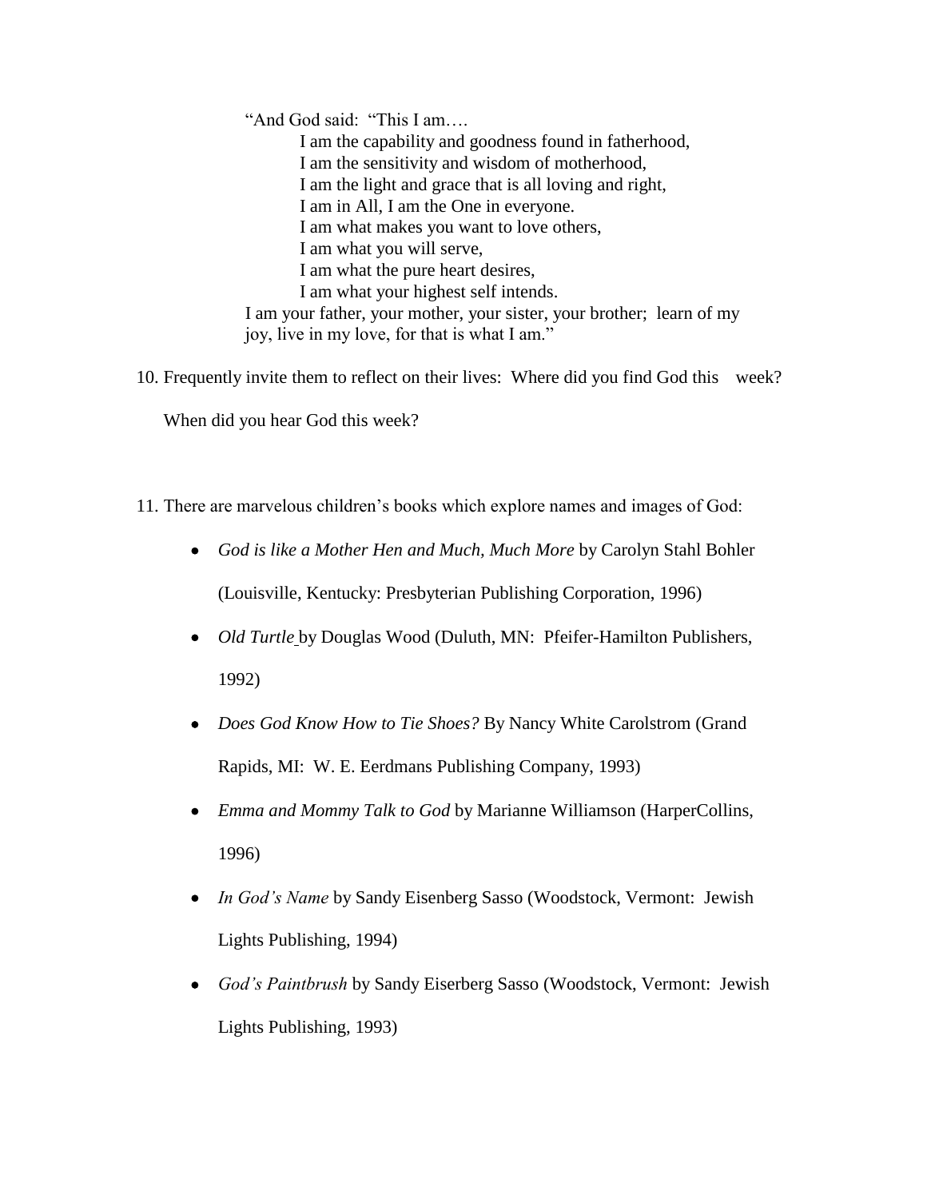"And God said: "This I am….

> I am the capability and goodness found in fatherhood,
> I am the sensitivity and wisdom of motherhood,
> I am the light and grace that is all loving and right,
> I am in All, I am the One in everyone.
> I am what makes you want to love others,
> I am what you will serve,
> I am what the pure heart desires,
> I am what your highest self intends.

I am your father, your mother, your sister, your brother; learn of my joy, live in my love, for that is what I am."

10. Frequently invite them to reflect on their lives: Where did you find God this week? When did you hear God this week?

11. There are marvelous children's books which explore names and images of God:

- *God is like a Mother Hen and Much, Much More* by Carolyn Stahl Bohler (Louisville, Kentucky: Presbyterian Publishing Corporation, 1996)
- *Old Turtle* by Douglas Wood (Duluth, MN: Pfeifer-Hamilton Publishers, 1992)
- *Does God Know How to Tie Shoes?* By Nancy White Carolstrom (Grand Rapids, MI: W. E. Eerdmans Publishing Company, 1993)
- *Emma and Mommy Talk to God* by Marianne Williamson (HarperCollins, 1996)
- *In God's Name* by Sandy Eisenberg Sasso (Woodstock, Vermont: Jewish Lights Publishing, 1994)
- *God's Paintbrush* by Sandy Eiserberg Sasso (Woodstock, Vermont: Jewish Lights Publishing, 1993)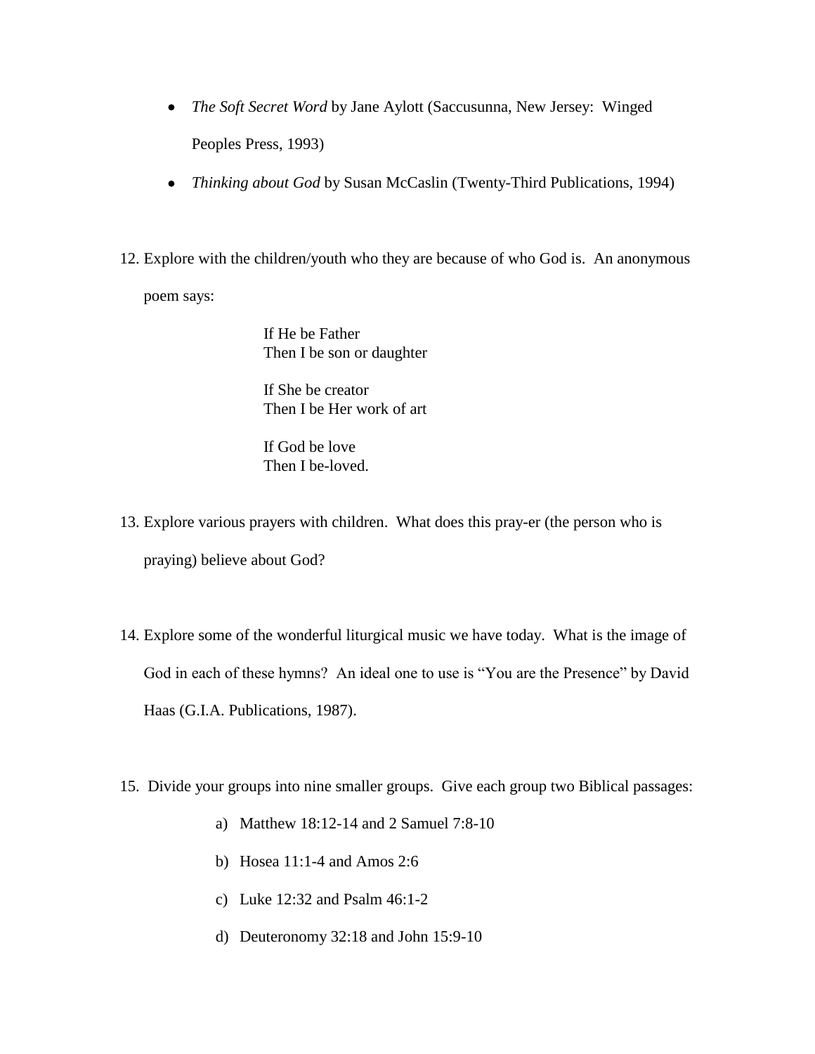- *The Soft Secret Word* by Jane Aylott (Saccusunna, New Jersey: Winged Peoples Press, 1993)
- *Thinking about God* by Susan McCaslin (Twenty-Third Publications, 1994)

12. Explore with the children/youth who they are because of who God is. An anonymous poem says:

    If He be Father
    Then I be son or daughter

    If She be creator
    Then I be Her work of art

    If God be love
    Then I be-loved.

13. Explore various prayers with children. What does this pray-er (the person who is praying) believe about God?

14. Explore some of the wonderful liturgical music we have today. What is the image of God in each of these hymns? An ideal one to use is "You are the Presence" by David Haas (G.I.A. Publications, 1987).

15. Divide your groups into nine smaller groups. Give each group two Biblical passages:

    a) Matthew 18:12-14 and 2 Samuel 7:8-10
    b) Hosea 11:1-4 and Amos 2:6
    c) Luke 12:32 and Psalm 46:1-2
    d) Deuteronomy 32:18 and John 15:9-10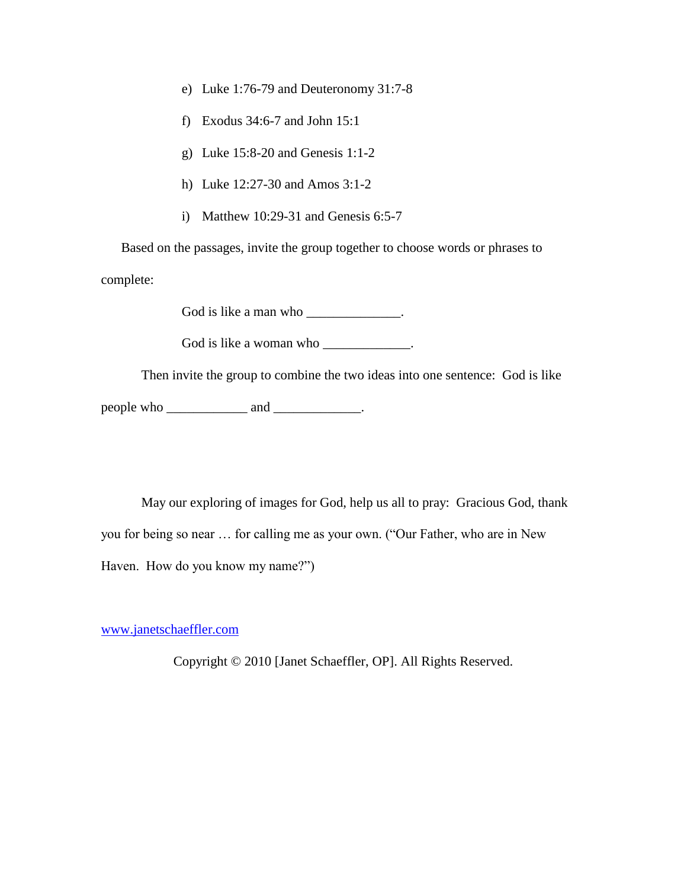e) Luke 1:76-79 and Deuteronomy 31:7-8

f) Exodus 34:6-7 and John 15:1

g) Luke 15:8-20 and Genesis 1:1-2

h) Luke 12:27-30 and Amos 3:1-2

i) Matthew 10:29-31 and Genesis 6:5-7

Based on the passages, invite the group together to choose words or phrases to complete:

God is like a man who ______________.

God is like a woman who _____________.

Then invite the group to combine the two ideas into one sentence: God is like people who ____________ and _____________.

May our exploring of images for God, help us all to pray: Gracious God, thank you for being so near … for calling me as your own. ("Our Father, who are in New Haven. How do you know my name?")

www.janetschaeffler.com

Copyright © 2010 [Janet Schaeffler, OP]. All Rights Reserved.